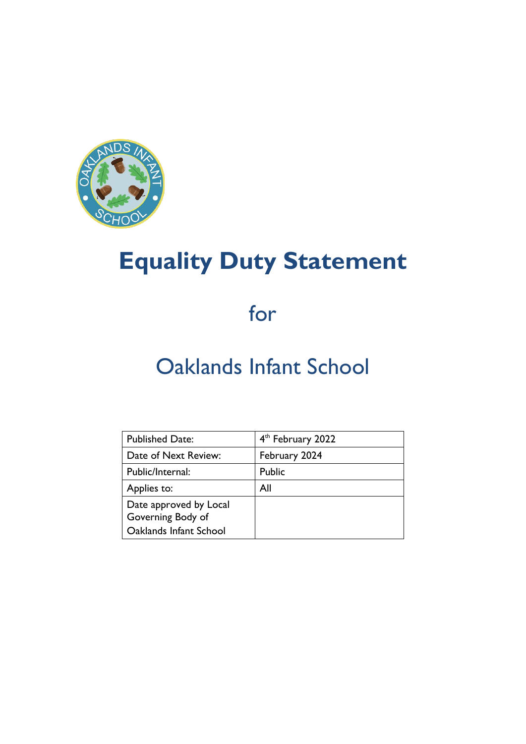# Equality Duty Statement

for

Oaklands Infant School

| Published Date: | 4th February 2022 |
| --- | --- |
| Date of Next Review: | February 2024 |
| Public/Internal: | Public |
| Applies to: | All |
| Date approved by Local Governing Body of Oaklands Infant School | |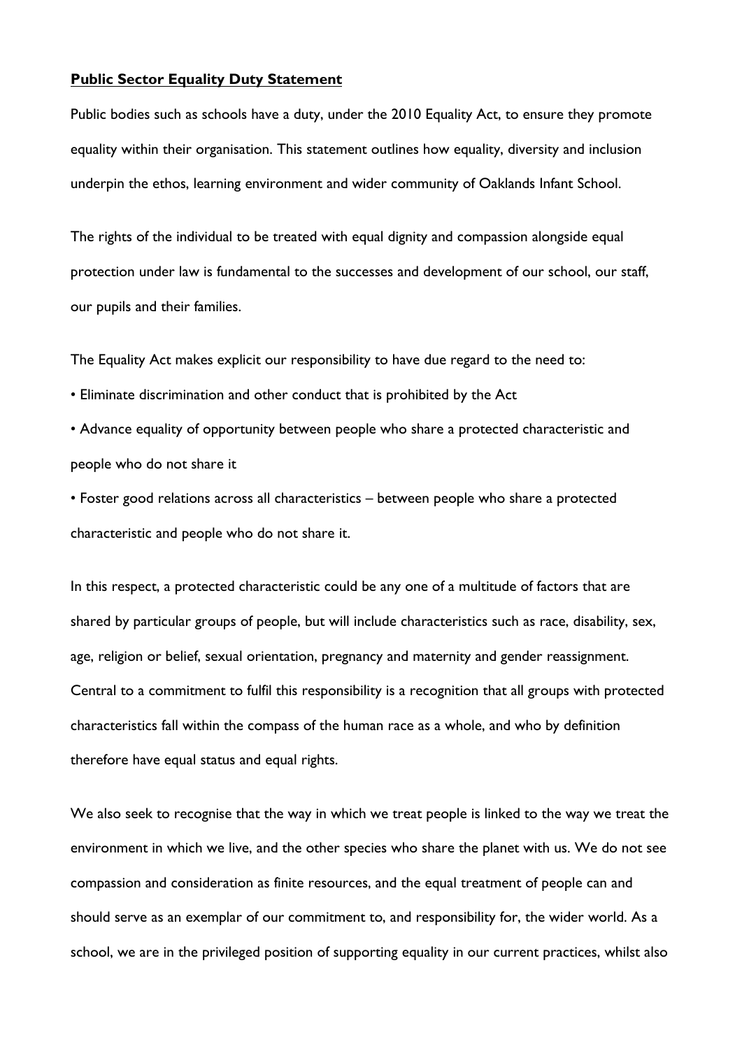**Public Sector Equality Duty Statement**

Public bodies such as schools have a duty, under the 2010 Equality Act, to ensure they promote equality within their organisation. This statement outlines how equality, diversity and inclusion underpin the ethos, learning environment and wider community of Oaklands Infant School.

The rights of the individual to be treated with equal dignity and compassion alongside equal protection under law is fundamental to the successes and development of our school, our staff, our pupils and their families.

The Equality Act makes explicit our responsibility to have due regard to the need to:

- Eliminate discrimination and other conduct that is prohibited by the Act
- Advance equality of opportunity between people who share a protected characteristic and people who do not share it
- Foster good relations across all characteristics – between people who share a protected characteristic and people who do not share it.

In this respect, a protected characteristic could be any one of a multitude of factors that are shared by particular groups of people, but will include characteristics such as race, disability, sex, age, religion or belief, sexual orientation, pregnancy and maternity and gender reassignment. Central to a commitment to fulfil this responsibility is a recognition that all groups with protected characteristics fall within the compass of the human race as a whole, and who by definition therefore have equal status and equal rights.

We also seek to recognise that the way in which we treat people is linked to the way we treat the environment in which we live, and the other species who share the planet with us. We do not see compassion and consideration as finite resources, and the equal treatment of people can and should serve as an exemplar of our commitment to, and responsibility for, the wider world. As a school, we are in the privileged position of supporting equality in our current practices, whilst also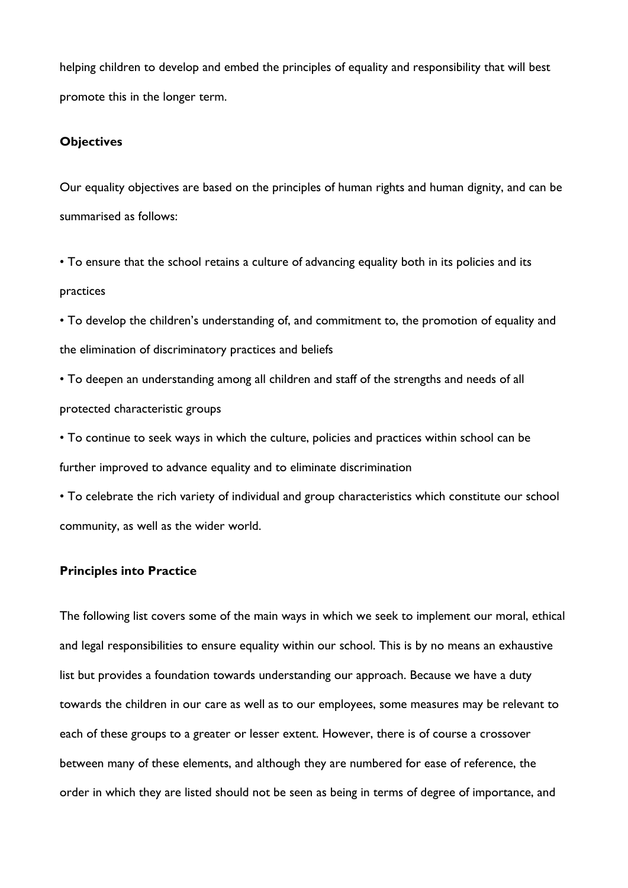helping children to develop and embed the principles of equality and responsibility that will best promote this in the longer term.

**Objectives**

Our equality objectives are based on the principles of human rights and human dignity, and can be summarised as follows:

- To ensure that the school retains a culture of advancing equality both in its policies and its practices
- To develop the children's understanding of, and commitment to, the promotion of equality and the elimination of discriminatory practices and beliefs
- To deepen an understanding among all children and staff of the strengths and needs of all protected characteristic groups
- To continue to seek ways in which the culture, policies and practices within school can be further improved to advance equality and to eliminate discrimination
- To celebrate the rich variety of individual and group characteristics which constitute our school community, as well as the wider world.

**Principles into Practice**

The following list covers some of the main ways in which we seek to implement our moral, ethical and legal responsibilities to ensure equality within our school. This is by no means an exhaustive list but provides a foundation towards understanding our approach. Because we have a duty towards the children in our care as well as to our employees, some measures may be relevant to each of these groups to a greater or lesser extent. However, there is of course a crossover between many of these elements, and although they are numbered for ease of reference, the order in which they are listed should not be seen as being in terms of degree of importance, and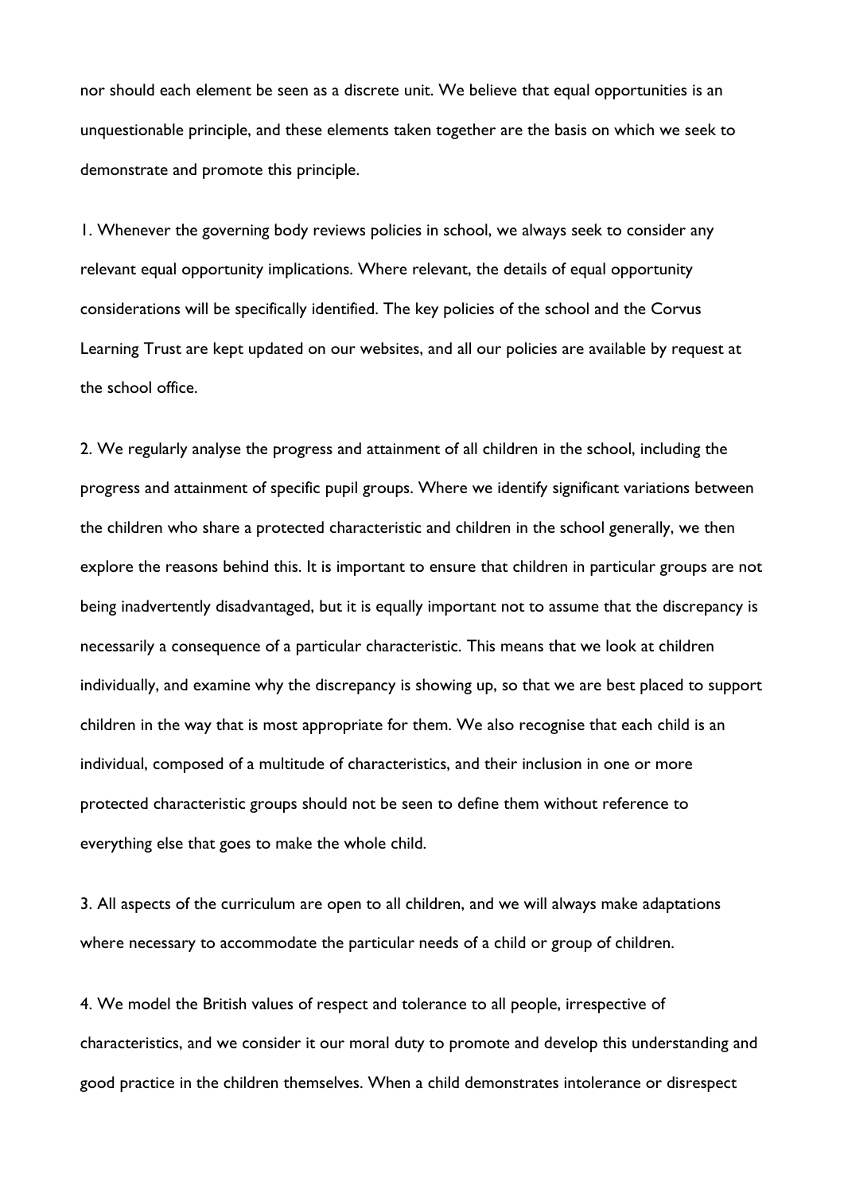nor should each element be seen as a discrete unit. We believe that equal opportunities is an unquestionable principle, and these elements taken together are the basis on which we seek to demonstrate and promote this principle.

1. Whenever the governing body reviews policies in school, we always seek to consider any relevant equal opportunity implications. Where relevant, the details of equal opportunity considerations will be specifically identified. The key policies of the school and the Corvus Learning Trust are kept updated on our websites, and all our policies are available by request at the school office.

2. We regularly analyse the progress and attainment of all children in the school, including the progress and attainment of specific pupil groups. Where we identify significant variations between the children who share a protected characteristic and children in the school generally, we then explore the reasons behind this. It is important to ensure that children in particular groups are not being inadvertently disadvantaged, but it is equally important not to assume that the discrepancy is necessarily a consequence of a particular characteristic. This means that we look at children individually, and examine why the discrepancy is showing up, so that we are best placed to support children in the way that is most appropriate for them. We also recognise that each child is an individual, composed of a multitude of characteristics, and their inclusion in one or more protected characteristic groups should not be seen to define them without reference to everything else that goes to make the whole child.

3. All aspects of the curriculum are open to all children, and we will always make adaptations where necessary to accommodate the particular needs of a child or group of children.

4. We model the British values of respect and tolerance to all people, irrespective of characteristics, and we consider it our moral duty to promote and develop this understanding and good practice in the children themselves. When a child demonstrates intolerance or disrespect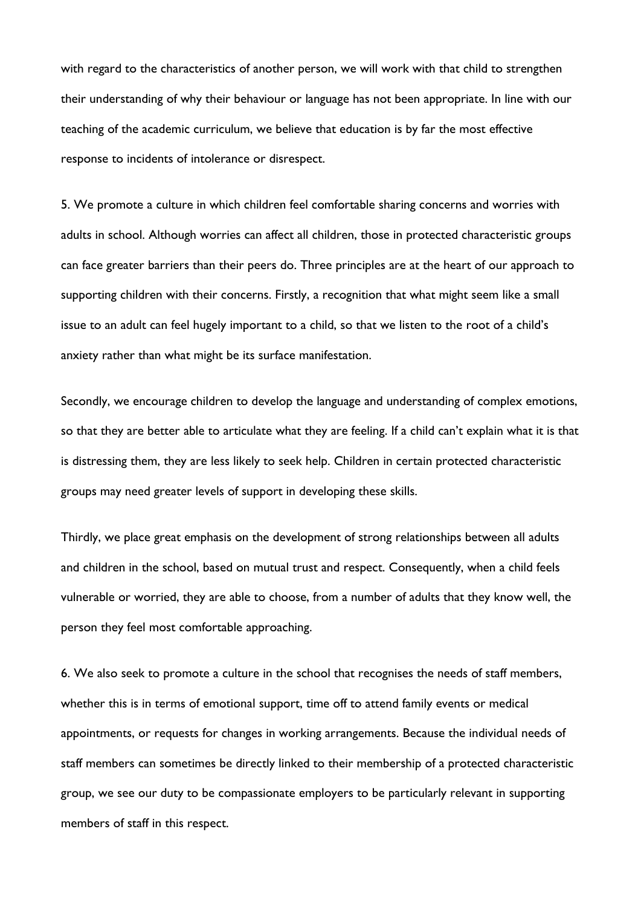with regard to the characteristics of another person, we will work with that child to strengthen their understanding of why their behaviour or language has not been appropriate. In line with our teaching of the academic curriculum, we believe that education is by far the most effective response to incidents of intolerance or disrespect.

5. We promote a culture in which children feel comfortable sharing concerns and worries with adults in school. Although worries can affect all children, those in protected characteristic groups can face greater barriers than their peers do. Three principles are at the heart of our approach to supporting children with their concerns. Firstly, a recognition that what might seem like a small issue to an adult can feel hugely important to a child, so that we listen to the root of a child's anxiety rather than what might be its surface manifestation.

Secondly, we encourage children to develop the language and understanding of complex emotions, so that they are better able to articulate what they are feeling. If a child can't explain what it is that is distressing them, they are less likely to seek help. Children in certain protected characteristic groups may need greater levels of support in developing these skills.

Thirdly, we place great emphasis on the development of strong relationships between all adults and children in the school, based on mutual trust and respect. Consequently, when a child feels vulnerable or worried, they are able to choose, from a number of adults that they know well, the person they feel most comfortable approaching.

6. We also seek to promote a culture in the school that recognises the needs of staff members, whether this is in terms of emotional support, time off to attend family events or medical appointments, or requests for changes in working arrangements. Because the individual needs of staff members can sometimes be directly linked to their membership of a protected characteristic group, we see our duty to be compassionate employers to be particularly relevant in supporting members of staff in this respect.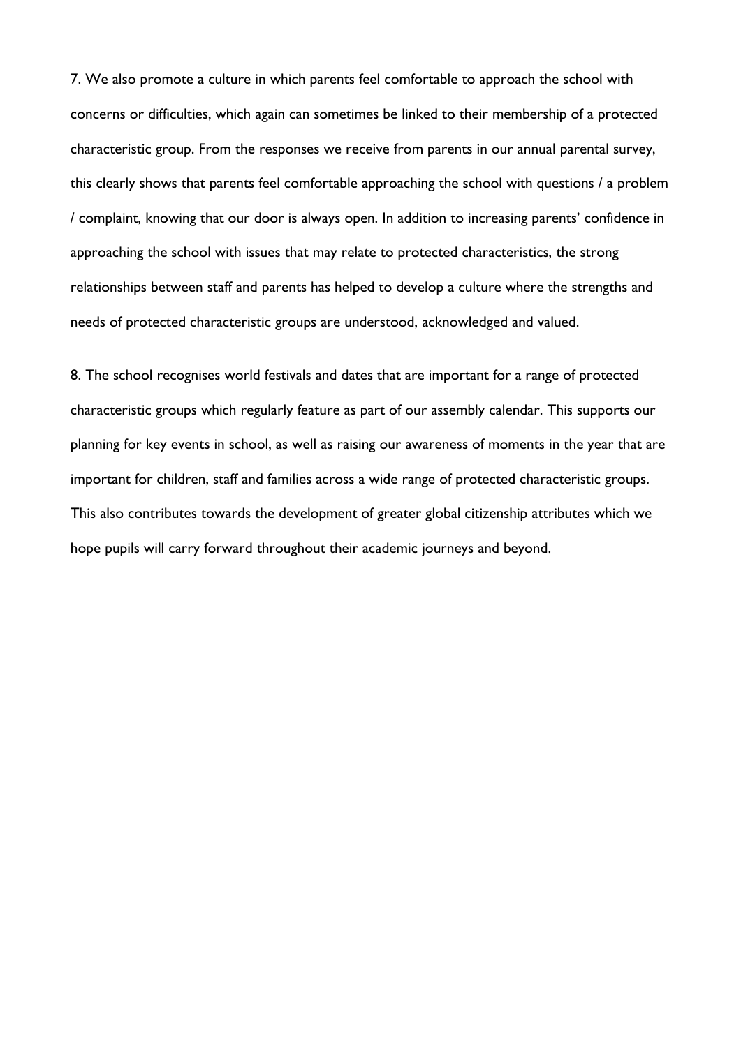7. We also promote a culture in which parents feel comfortable to approach the school with concerns or difficulties, which again can sometimes be linked to their membership of a protected characteristic group. From the responses we receive from parents in our annual parental survey, this clearly shows that parents feel comfortable approaching the school with questions / a problem / complaint, knowing that our door is always open. In addition to increasing parents' confidence in approaching the school with issues that may relate to protected characteristics, the strong relationships between staff and parents has helped to develop a culture where the strengths and needs of protected characteristic groups are understood, acknowledged and valued.

8. The school recognises world festivals and dates that are important for a range of protected characteristic groups which regularly feature as part of our assembly calendar. This supports our planning for key events in school, as well as raising our awareness of moments in the year that are important for children, staff and families across a wide range of protected characteristic groups. This also contributes towards the development of greater global citizenship attributes which we hope pupils will carry forward throughout their academic journeys and beyond.